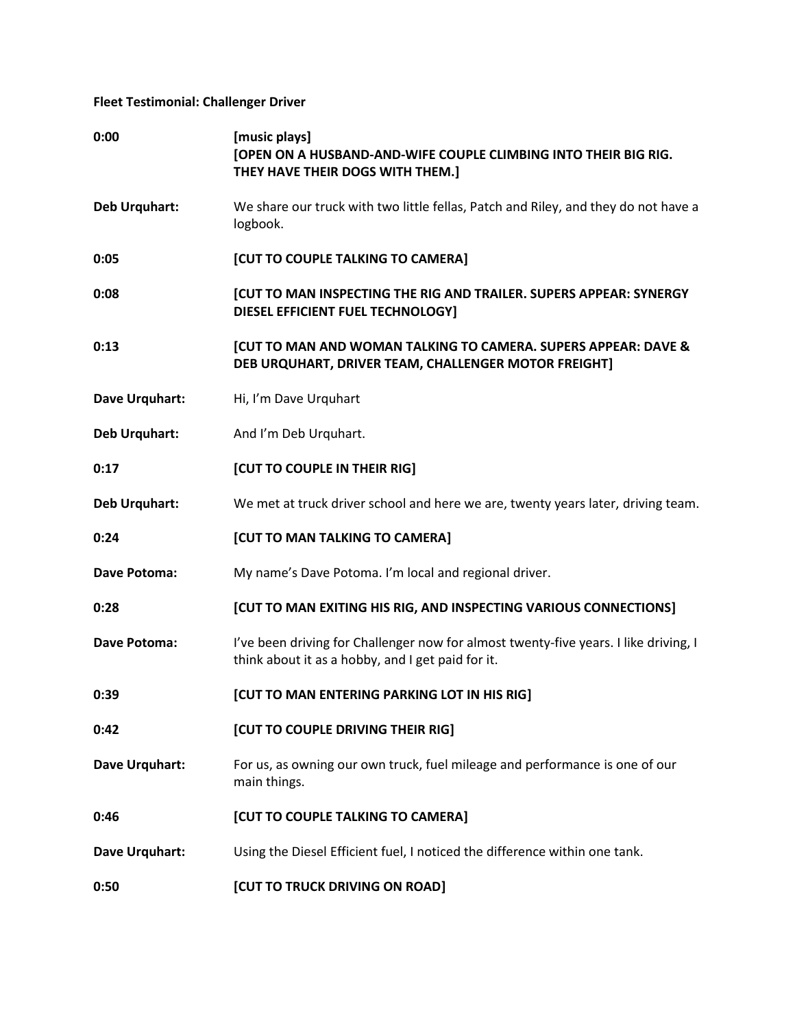**Fleet Testimonial: Challenger Driver**

| | |
|---|---|
| **0:00** | [music plays]<br>**[OPEN ON A HUSBAND-AND-WIFE COUPLE CLIMBING INTO THEIR BIG RIG. THEY HAVE THEIR DOGS WITH THEM.]** |
| **Deb Urquhart:** | We share our truck with two little fellas, Patch and Riley, and they do not have a logbook. |
| **0:05** | **[CUT TO COUPLE TALKING TO CAMERA]** |
| **0:08** | **[CUT TO MAN INSPECTING THE RIG AND TRAILER. SUPERS APPEAR: SYNERGY DIESEL EFFICIENT FUEL TECHNOLOGY]** |
| **0:13** | **[CUT TO MAN AND WOMAN TALKING TO CAMERA. SUPERS APPEAR: DAVE & DEB URQUHART, DRIVER TEAM, CHALLENGER MOTOR FREIGHT]** |
| **Dave Urquhart:** | Hi, I'm Dave Urquhart |
| **Deb Urquhart:** | And I'm Deb Urquhart. |
| **0:17** | **[CUT TO COUPLE IN THEIR RIG]** |
| **Deb Urquhart:** | We met at truck driver school and here we are, twenty years later, driving team. |
| **0:24** | **[CUT TO MAN TALKING TO CAMERA]** |
| **Dave Potoma:** | My name's Dave Potoma. I'm local and regional driver. |
| **0:28** | **[CUT TO MAN EXITING HIS RIG, AND INSPECTING VARIOUS CONNECTIONS]** |
| **Dave Potoma:** | I've been driving for Challenger now for almost twenty-five years. I like driving, I think about it as a hobby, and I get paid for it. |
| **0:39** | **[CUT TO MAN ENTERING PARKING LOT IN HIS RIG]** |
| **0:42** | **[CUT TO COUPLE DRIVING THEIR RIG]** |
| **Dave Urquhart:** | For us, as owning our own truck, fuel mileage and performance is one of our main things. |
| **0:46** | **[CUT TO COUPLE TALKING TO CAMERA]** |
| **Dave Urquhart:** | Using the Diesel Efficient fuel, I noticed the difference within one tank. |
| **0:50** | **[CUT TO TRUCK DRIVING ON ROAD]** |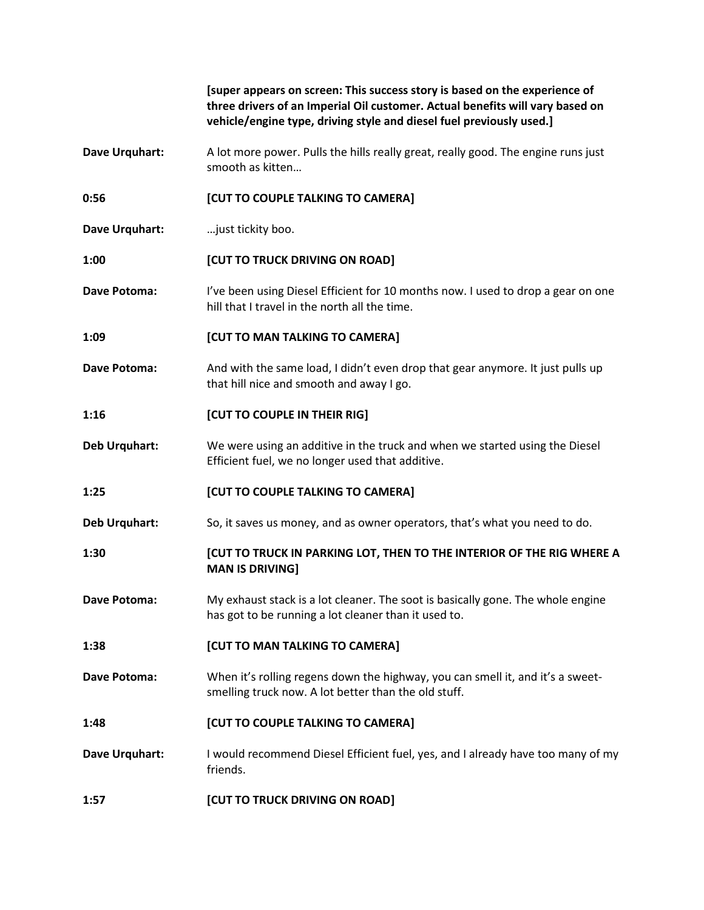| | |
|---|---|
| | **[super appears on screen: This success story is based on the experience of three drivers of an Imperial Oil customer. Actual benefits will vary based on vehicle/engine type, driving style and diesel fuel previously used.]** |
| **Dave Urquhart:** | A lot more power. Pulls the hills really great, really good. The engine runs just smooth as kitten… |
| **0:56** | **[CUT TO COUPLE TALKING TO CAMERA]** |
| **Dave Urquhart:** | …just tickity boo. |
| **1:00** | **[CUT TO TRUCK DRIVING ON ROAD]** |
| **Dave Potoma:** | I've been using Diesel Efficient for 10 months now. I used to drop a gear on one hill that I travel in the north all the time. |
| **1:09** | **[CUT TO MAN TALKING TO CAMERA]** |
| **Dave Potoma:** | And with the same load, I didn't even drop that gear anymore. It just pulls up that hill nice and smooth and away I go. |
| **1:16** | **[CUT TO COUPLE IN THEIR RIG]** |
| **Deb Urquhart:** | We were using an additive in the truck and when we started using the Diesel Efficient fuel, we no longer used that additive. |
| **1:25** | **[CUT TO COUPLE TALKING TO CAMERA]** |
| **Deb Urquhart:** | So, it saves us money, and as owner operators, that's what you need to do. |
| **1:30** | **[CUT TO TRUCK IN PARKING LOT, THEN TO THE INTERIOR OF THE RIG WHERE A MAN IS DRIVING]** |
| **Dave Potoma:** | My exhaust stack is a lot cleaner. The soot is basically gone. The whole engine has got to be running a lot cleaner than it used to. |
| **1:38** | **[CUT TO MAN TALKING TO CAMERA]** |
| **Dave Potoma:** | When it's rolling regens down the highway, you can smell it, and it's a sweet-smelling truck now. A lot better than the old stuff. |
| **1:48** | **[CUT TO COUPLE TALKING TO CAMERA]** |
| **Dave Urquhart:** | I would recommend Diesel Efficient fuel, yes, and I already have too many of my friends. |
| **1:57** | **[CUT TO TRUCK DRIVING ON ROAD]** |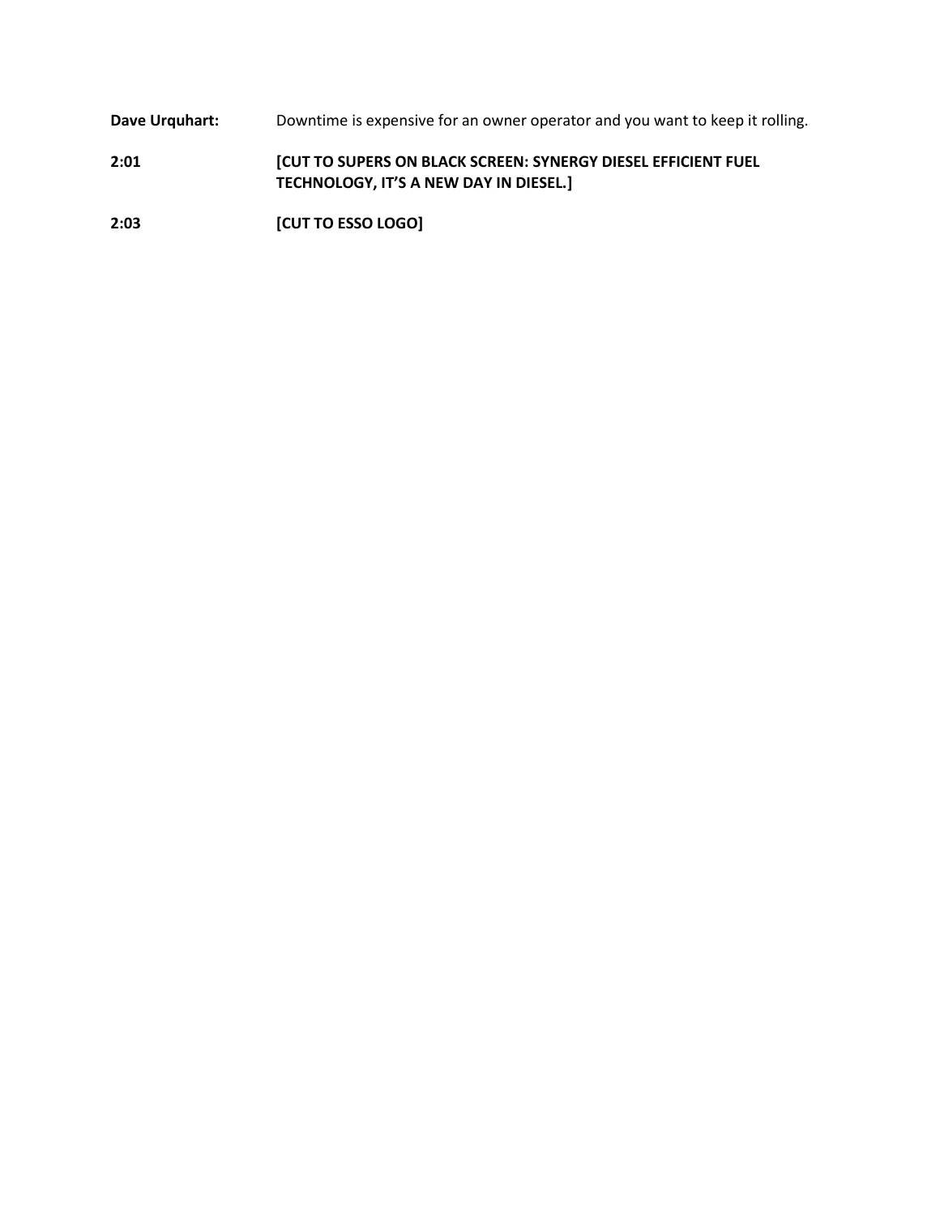**Dave Urquhart:** Downtime is expensive for an owner operator and you want to keep it rolling.

**2:01** **[CUT TO SUPERS ON BLACK SCREEN: SYNERGY DIESEL EFFICIENT FUEL TECHNOLOGY, IT'S A NEW DAY IN DIESEL.]**

**2:03** **[CUT TO ESSO LOGO]**